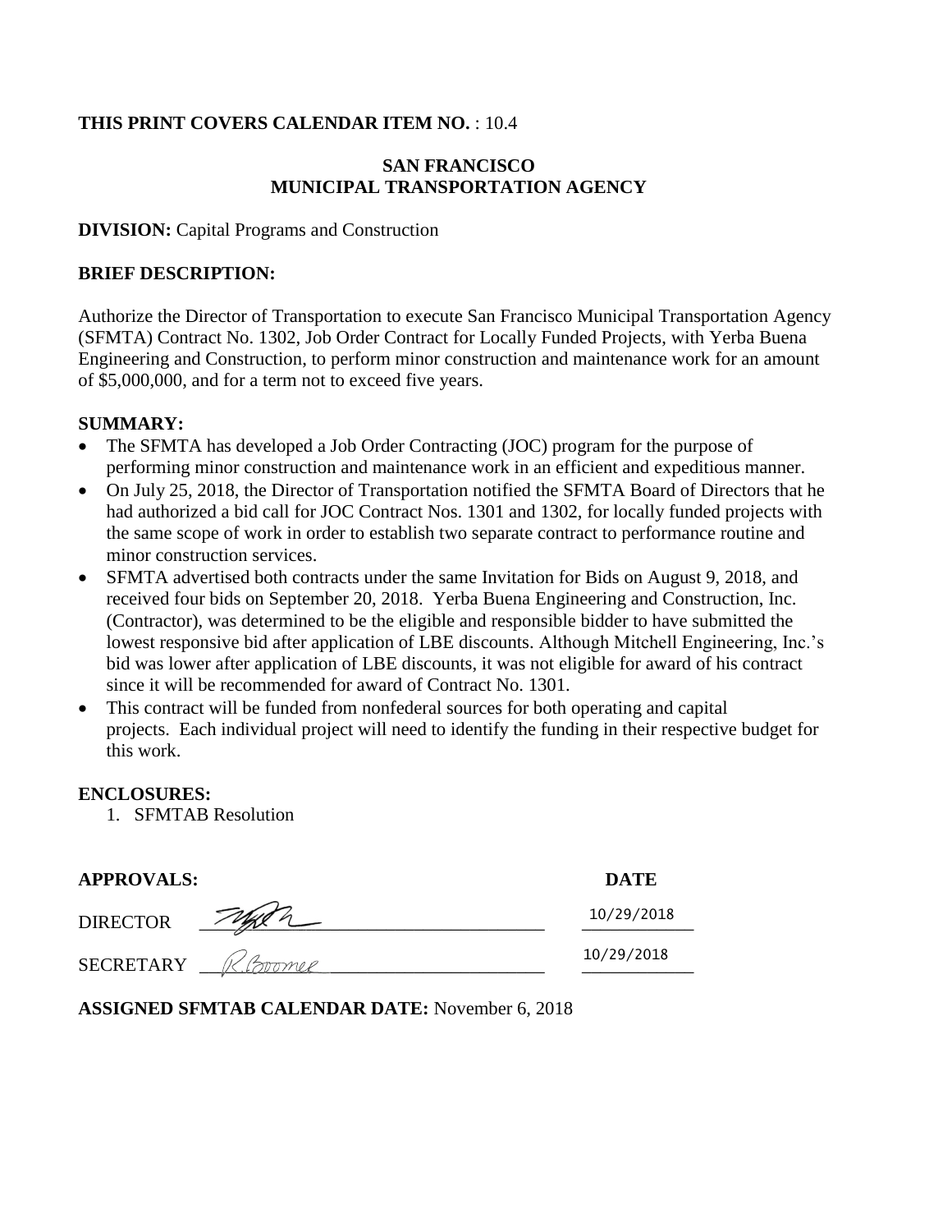**THIS PRINT COVERS CALENDAR ITEM NO.** : 10.4

**SAN FRANCISCO**
**MUNICIPAL TRANSPORTATION AGENCY**

**DIVISION:** Capital Programs and Construction

**BRIEF DESCRIPTION:**

Authorize the Director of Transportation to execute San Francisco Municipal Transportation Agency (SFMTA) Contract No. 1302, Job Order Contract for Locally Funded Projects, with Yerba Buena Engineering and Construction, to perform minor construction and maintenance work for an amount of $5,000,000, and for a term not to exceed five years.

**SUMMARY:**

- The SFMTA has developed a Job Order Contracting (JOC) program for the purpose of performing minor construction and maintenance work in an efficient and expeditious manner.
- On July 25, 2018, the Director of Transportation notified the SFMTA Board of Directors that he had authorized a bid call for JOC Contract Nos. 1301 and 1302, for locally funded projects with the same scope of work in order to establish two separate contract to performance routine and minor construction services.
- SFMTA advertised both contracts under the same Invitation for Bids on August 9, 2018, and received four bids on September 20, 2018. Yerba Buena Engineering and Construction, Inc. (Contractor), was determined to be the eligible and responsible bidder to have submitted the lowest responsive bid after application of LBE discounts. Although Mitchell Engineering, Inc.'s bid was lower after application of LBE discounts, it was not eligible for award of his contract since it will be recommended for award of Contract No. 1301.
- This contract will be funded from nonfederal sources for both operating and capital projects. Each individual project will need to identify the funding in their respective budget for this work.

**ENCLOSURES:**

1. SFMTAB Resolution

| **APPROVALS:** | | **DATE** |
|---|---|---|
| DIRECTOR | [signature] | 10/29/2018 |
| SECRETARY | R.Boomer | 10/29/2018 |

**ASSIGNED SFMTAB CALENDAR DATE:** November 6, 2018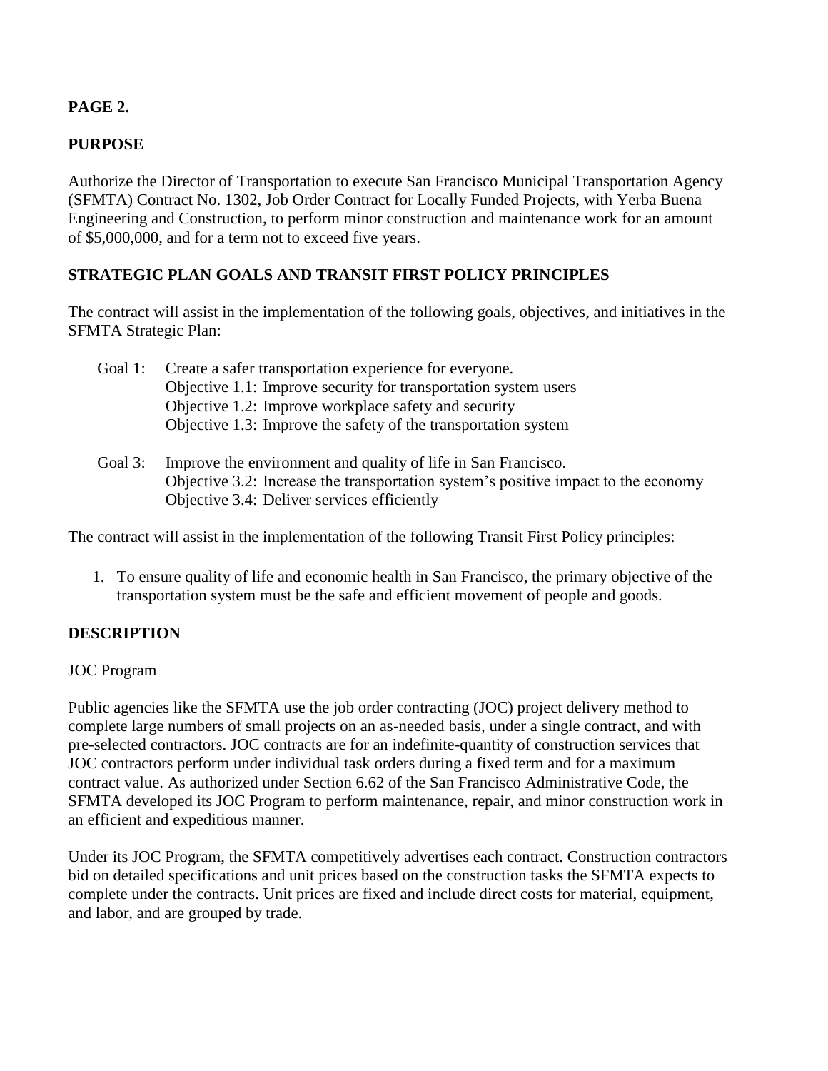**PAGE 2.**

**PURPOSE**

Authorize the Director of Transportation to execute San Francisco Municipal Transportation Agency (SFMTA) Contract No. 1302, Job Order Contract for Locally Funded Projects, with Yerba Buena Engineering and Construction, to perform minor construction and maintenance work for an amount of $5,000,000, and for a term not to exceed five years.

**STRATEGIC PLAN GOALS AND TRANSIT FIRST POLICY PRINCIPLES**

The contract will assist in the implementation of the following goals, objectives, and initiatives in the SFMTA Strategic Plan:

Goal 1: Create a safer transportation experience for everyone.
Objective 1.1: Improve security for transportation system users
Objective 1.2: Improve workplace safety and security
Objective 1.3: Improve the safety of the transportation system

Goal 3: Improve the environment and quality of life in San Francisco.
Objective 3.2: Increase the transportation system's positive impact to the economy
Objective 3.4: Deliver services efficiently

The contract will assist in the implementation of the following Transit First Policy principles:

1. To ensure quality of life and economic health in San Francisco, the primary objective of the transportation system must be the safe and efficient movement of people and goods.

**DESCRIPTION**

JOC Program

Public agencies like the SFMTA use the job order contracting (JOC) project delivery method to complete large numbers of small projects on an as-needed basis, under a single contract, and with pre-selected contractors. JOC contracts are for an indefinite-quantity of construction services that JOC contractors perform under individual task orders during a fixed term and for a maximum contract value. As authorized under Section 6.62 of the San Francisco Administrative Code, the SFMTA developed its JOC Program to perform maintenance, repair, and minor construction work in an efficient and expeditious manner.

Under its JOC Program, the SFMTA competitively advertises each contract. Construction contractors bid on detailed specifications and unit prices based on the construction tasks the SFMTA expects to complete under the contracts. Unit prices are fixed and include direct costs for material, equipment, and labor, and are grouped by trade.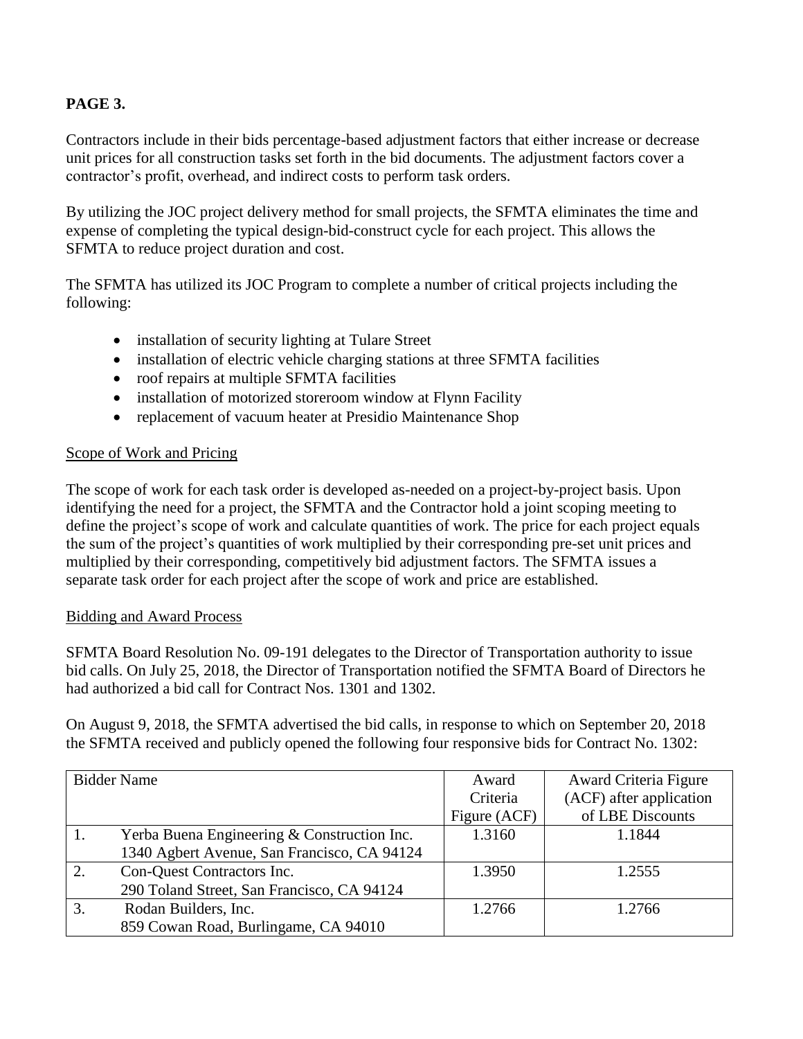**PAGE 3.**

Contractors include in their bids percentage-based adjustment factors that either increase or decrease unit prices for all construction tasks set forth in the bid documents. The adjustment factors cover a contractor's profit, overhead, and indirect costs to perform task orders.

By utilizing the JOC project delivery method for small projects, the SFMTA eliminates the time and expense of completing the typical design-bid-construct cycle for each project. This allows the SFMTA to reduce project duration and cost.

The SFMTA has utilized its JOC Program to complete a number of critical projects including the following:

- installation of security lighting at Tulare Street
- installation of electric vehicle charging stations at three SFMTA facilities
- roof repairs at multiple SFMTA facilities
- installation of motorized storeroom window at Flynn Facility
- replacement of vacuum heater at Presidio Maintenance Shop

Scope of Work and Pricing

The scope of work for each task order is developed as-needed on a project-by-project basis. Upon identifying the need for a project, the SFMTA and the Contractor hold a joint scoping meeting to define the project's scope of work and calculate quantities of work. The price for each project equals the sum of the project's quantities of work multiplied by their corresponding pre-set unit prices and multiplied by their corresponding, competitively bid adjustment factors. The SFMTA issues a separate task order for each project after the scope of work and price are established.

Bidding and Award Process

SFMTA Board Resolution No. 09-191 delegates to the Director of Transportation authority to issue bid calls. On July 25, 2018, the Director of Transportation notified the SFMTA Board of Directors he had authorized a bid call for Contract Nos. 1301 and 1302.

On August 9, 2018, the SFMTA advertised the bid calls, in response to which on September 20, 2018 the SFMTA received and publicly opened the following four responsive bids for Contract No. 1302:

| Bidder Name | | Award Criteria Figure (ACF) | Award Criteria Figure (ACF) after application of LBE Discounts |
|---|---|---|---|
| 1. | Yerba Buena Engineering & Construction Inc.<br>1340 Agbert Avenue, San Francisco, CA 94124 | 1.3160 | 1.1844 |
| 2. | Con-Quest Contractors Inc.<br>290 Toland Street, San Francisco, CA 94124 | 1.3950 | 1.2555 |
| 3. | Rodan Builders, Inc.<br>859 Cowan Road, Burlingame, CA 94010 | 1.2766 | 1.2766 |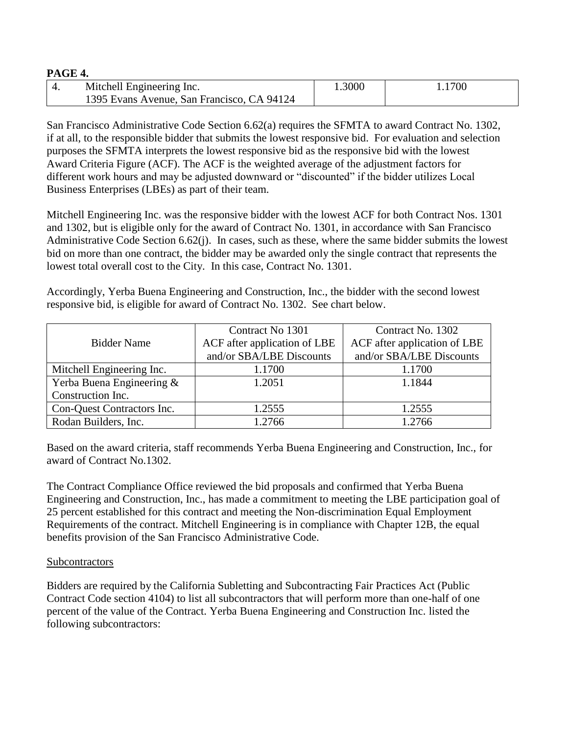**PAGE 4.**

| 4. | Mitchell Engineering Inc.<br>1395 Evans Avenue, San Francisco, CA 94124 | 1.3000 | 1.1700 |
|---|---|---|---|

San Francisco Administrative Code Section 6.62(a) requires the SFMTA to award Contract No. 1302, if at all, to the responsible bidder that submits the lowest responsive bid. For evaluation and selection purposes the SFMTA interprets the lowest responsive bid as the responsive bid with the lowest Award Criteria Figure (ACF). The ACF is the weighted average of the adjustment factors for different work hours and may be adjusted downward or "discounted" if the bidder utilizes Local Business Enterprises (LBEs) as part of their team.

Mitchell Engineering Inc. was the responsive bidder with the lowest ACF for both Contract Nos. 1301 and 1302, but is eligible only for the award of Contract No. 1301, in accordance with San Francisco Administrative Code Section 6.62(j). In cases, such as these, where the same bidder submits the lowest bid on more than one contract, the bidder may be awarded only the single contract that represents the lowest total overall cost to the City. In this case, Contract No. 1301.

Accordingly, Yerba Buena Engineering and Construction, Inc., the bidder with the second lowest responsive bid, is eligible for award of Contract No. 1302. See chart below.

| Bidder Name | Contract No 1301<br>ACF after application of LBE and/or SBA/LBE Discounts | Contract No. 1302<br>ACF after application of LBE and/or SBA/LBE Discounts |
|---|---|---|
| Mitchell Engineering Inc. | 1.1700 | 1.1700 |
| Yerba Buena Engineering & Construction Inc. | 1.2051 | 1.1844 |
| Con-Quest Contractors Inc. | 1.2555 | 1.2555 |
| Rodan Builders, Inc. | 1.2766 | 1.2766 |

Based on the award criteria, staff recommends Yerba Buena Engineering and Construction, Inc., for award of Contract No.1302.

The Contract Compliance Office reviewed the bid proposals and confirmed that Yerba Buena Engineering and Construction, Inc., has made a commitment to meeting the LBE participation goal of 25 percent established for this contract and meeting the Non-discrimination Equal Employment Requirements of the contract. Mitchell Engineering is in compliance with Chapter 12B, the equal benefits provision of the San Francisco Administrative Code.

Subcontractors

Bidders are required by the California Subletting and Subcontracting Fair Practices Act (Public Contract Code section 4104) to list all subcontractors that will perform more than one-half of one percent of the value of the Contract. Yerba Buena Engineering and Construction Inc. listed the following subcontractors: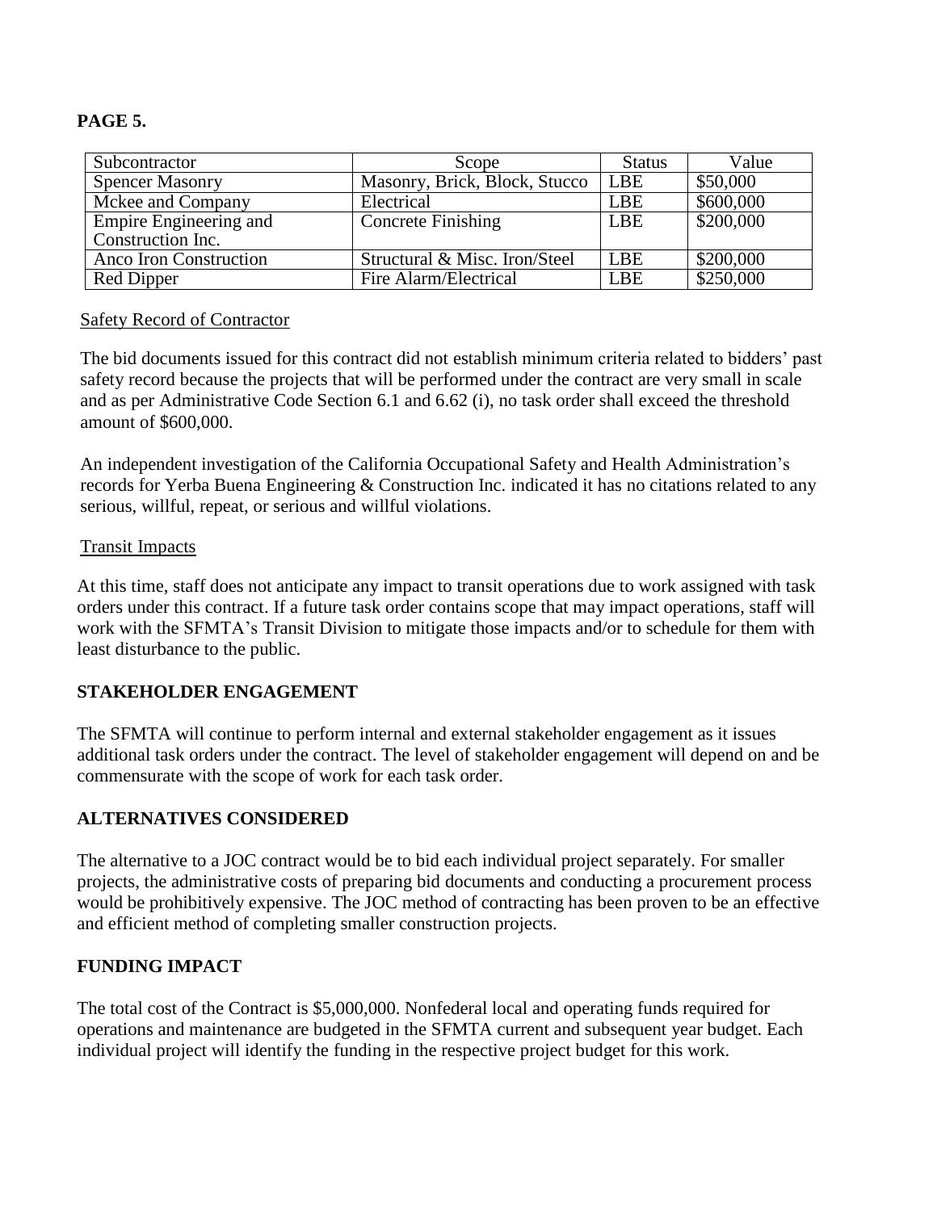**PAGE 5.**

| Subcontractor | Scope | Status | Value |
|---|---|---|---|
| Spencer Masonry | Masonry, Brick, Block, Stucco | LBE | \$50,000 |
| Mckee and Company | Electrical | LBE | \$600,000 |
| Empire Engineering and Construction Inc. | Concrete Finishing | LBE | \$200,000 |
| Anco Iron Construction | Structural & Misc. Iron/Steel | LBE | \$200,000 |
| Red Dipper | Fire Alarm/Electrical | LBE | \$250,000 |

Safety Record of Contractor

The bid documents issued for this contract did not establish minimum criteria related to bidders' past safety record because the projects that will be performed under the contract are very small in scale and as per Administrative Code Section 6.1 and 6.62 (i), no task order shall exceed the threshold amount of \$600,000.

An independent investigation of the California Occupational Safety and Health Administration's records for Yerba Buena Engineering & Construction Inc. indicated it has no citations related to any serious, willful, repeat, or serious and willful violations.

Transit Impacts

At this time, staff does not anticipate any impact to transit operations due to work assigned with task orders under this contract. If a future task order contains scope that may impact operations, staff will work with the SFMTA's Transit Division to mitigate those impacts and/or to schedule for them with least disturbance to the public.

## STAKEHOLDER ENGAGEMENT

The SFMTA will continue to perform internal and external stakeholder engagement as it issues additional task orders under the contract. The level of stakeholder engagement will depend on and be commensurate with the scope of work for each task order.

## ALTERNATIVES CONSIDERED

The alternative to a JOC contract would be to bid each individual project separately. For smaller projects, the administrative costs of preparing bid documents and conducting a procurement process would be prohibitively expensive. The JOC method of contracting has been proven to be an effective and efficient method of completing smaller construction projects.

## FUNDING IMPACT

The total cost of the Contract is \$5,000,000. Nonfederal local and operating funds required for operations and maintenance are budgeted in the SFMTA current and subsequent year budget. Each individual project will identify the funding in the respective project budget for this work.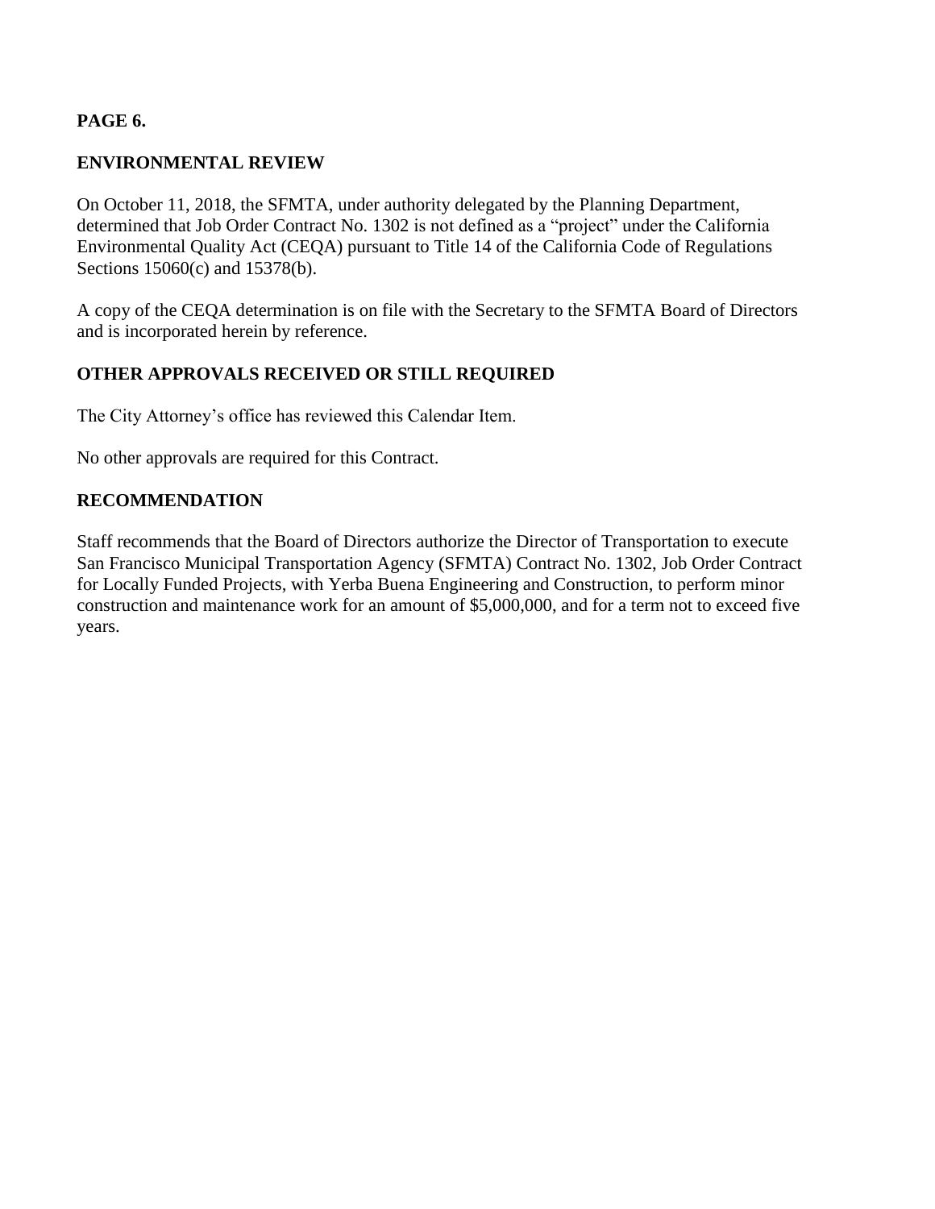**PAGE 6.**

## ENVIRONMENTAL REVIEW

On October 11, 2018, the SFMTA, under authority delegated by the Planning Department, determined that Job Order Contract No. 1302 is not defined as a "project" under the California Environmental Quality Act (CEQA) pursuant to Title 14 of the California Code of Regulations Sections 15060(c) and 15378(b).

A copy of the CEQA determination is on file with the Secretary to the SFMTA Board of Directors and is incorporated herein by reference.

## OTHER APPROVALS RECEIVED OR STILL REQUIRED

The City Attorney's office has reviewed this Calendar Item.

No other approvals are required for this Contract.

## RECOMMENDATION

Staff recommends that the Board of Directors authorize the Director of Transportation to execute San Francisco Municipal Transportation Agency (SFMTA) Contract No. 1302, Job Order Contract for Locally Funded Projects, with Yerba Buena Engineering and Construction, to perform minor construction and maintenance work for an amount of $5,000,000, and for a term not to exceed five years.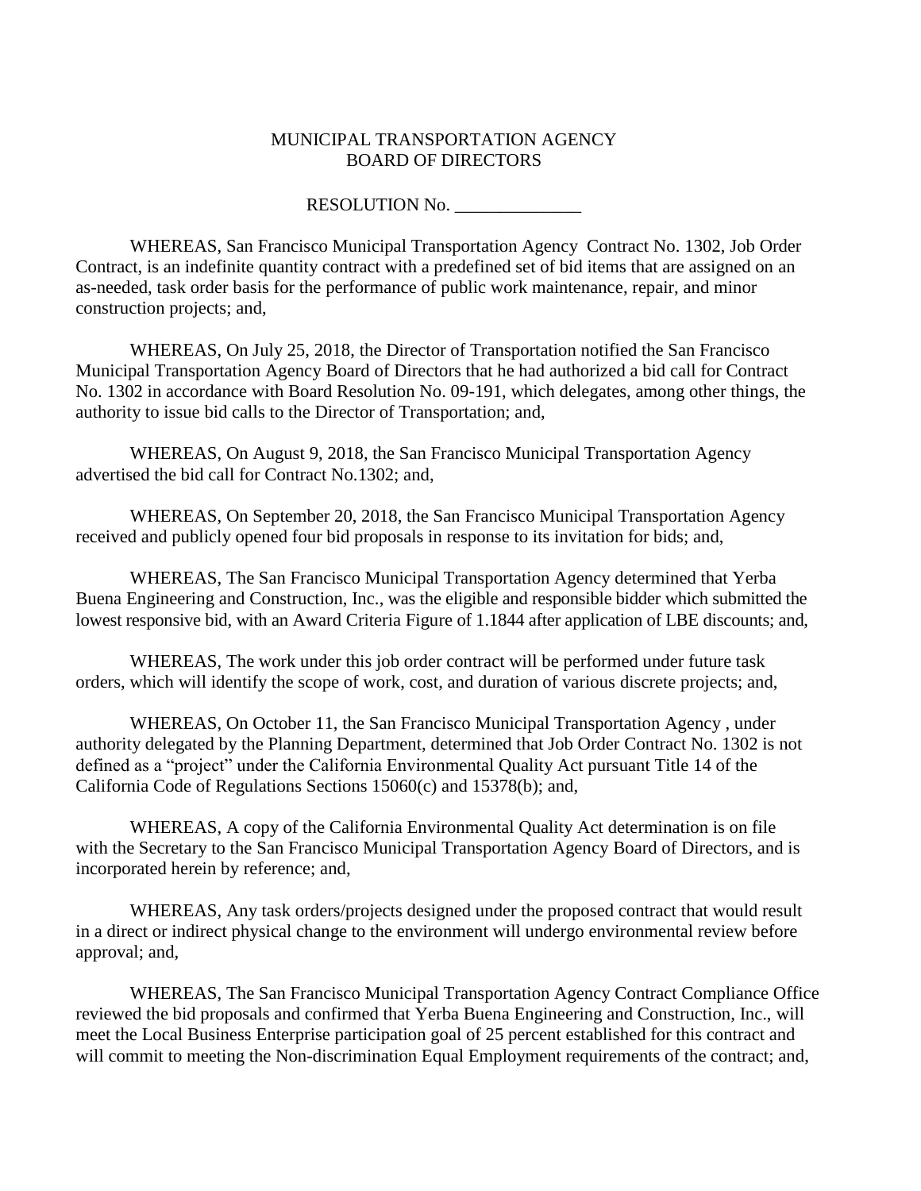MUNICIPAL TRANSPORTATION AGENCY
BOARD OF DIRECTORS

RESOLUTION No. ______________

WHEREAS, San Francisco Municipal Transportation Agency Contract No. 1302, Job Order Contract, is an indefinite quantity contract with a predefined set of bid items that are assigned on an as-needed, task order basis for the performance of public work maintenance, repair, and minor construction projects; and,

WHEREAS, On July 25, 2018, the Director of Transportation notified the San Francisco Municipal Transportation Agency Board of Directors that he had authorized a bid call for Contract No. 1302 in accordance with Board Resolution No. 09-191, which delegates, among other things, the authority to issue bid calls to the Director of Transportation; and,

WHEREAS, On August 9, 2018, the San Francisco Municipal Transportation Agency advertised the bid call for Contract No.1302; and,

WHEREAS, On September 20, 2018, the San Francisco Municipal Transportation Agency received and publicly opened four bid proposals in response to its invitation for bids; and,

WHEREAS, The San Francisco Municipal Transportation Agency determined that Yerba Buena Engineering and Construction, Inc., was the eligible and responsible bidder which submitted the lowest responsive bid, with an Award Criteria Figure of 1.1844 after application of LBE discounts; and,

WHEREAS, The work under this job order contract will be performed under future task orders, which will identify the scope of work, cost, and duration of various discrete projects; and,

WHEREAS, On October 11, the San Francisco Municipal Transportation Agency , under authority delegated by the Planning Department, determined that Job Order Contract No. 1302 is not defined as a "project" under the California Environmental Quality Act pursuant Title 14 of the California Code of Regulations Sections 15060(c) and 15378(b); and,

WHEREAS, A copy of the California Environmental Quality Act determination is on file with the Secretary to the San Francisco Municipal Transportation Agency Board of Directors, and is incorporated herein by reference; and,

WHEREAS, Any task orders/projects designed under the proposed contract that would result in a direct or indirect physical change to the environment will undergo environmental review before approval; and,

WHEREAS, The San Francisco Municipal Transportation Agency Contract Compliance Office reviewed the bid proposals and confirmed that Yerba Buena Engineering and Construction, Inc., will meet the Local Business Enterprise participation goal of 25 percent established for this contract and will commit to meeting the Non-discrimination Equal Employment requirements of the contract; and,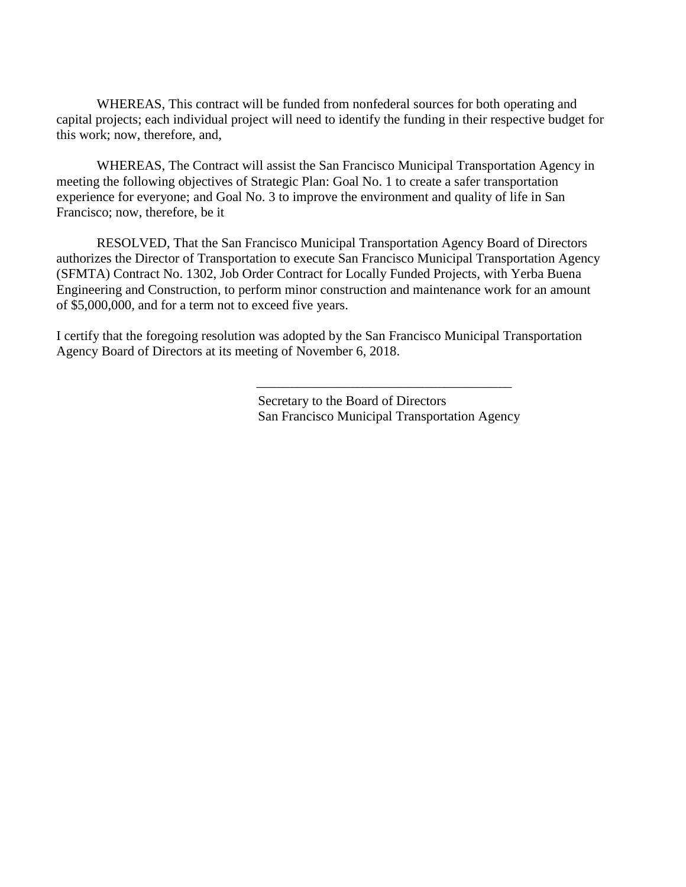WHEREAS, This contract will be funded from nonfederal sources for both operating and capital projects; each individual project will need to identify the funding in their respective budget for this work; now, therefore, and,

WHEREAS, The Contract will assist the San Francisco Municipal Transportation Agency in meeting the following objectives of Strategic Plan: Goal No. 1 to create a safer transportation experience for everyone; and Goal No. 3 to improve the environment and quality of life in San Francisco; now, therefore, be it

RESOLVED, That the San Francisco Municipal Transportation Agency Board of Directors authorizes the Director of Transportation to execute San Francisco Municipal Transportation Agency (SFMTA) Contract No. 1302, Job Order Contract for Locally Funded Projects, with Yerba Buena Engineering and Construction, to perform minor construction and maintenance work for an amount of $5,000,000, and for a term not to exceed five years.

I certify that the foregoing resolution was adopted by the San Francisco Municipal Transportation Agency Board of Directors at its meeting of November 6, 2018.

\_\_\_\_\_\_\_\_\_\_\_\_\_\_\_\_\_\_\_\_\_\_\_\_\_\_\_\_\_\_\_\_\_\_\_\_\_\_\_

Secretary to the Board of Directors
San Francisco Municipal Transportation Agency